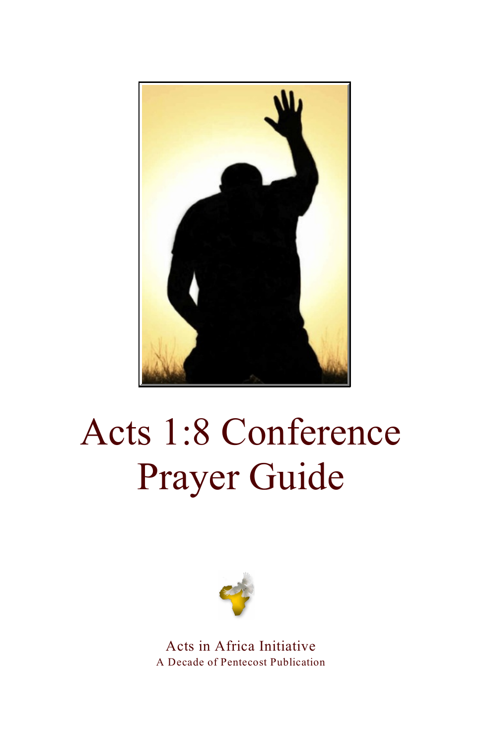# Acts 1:8 Conference Prayer Guide

Acts in Africa Initiative

A Decade of Pentecost Publication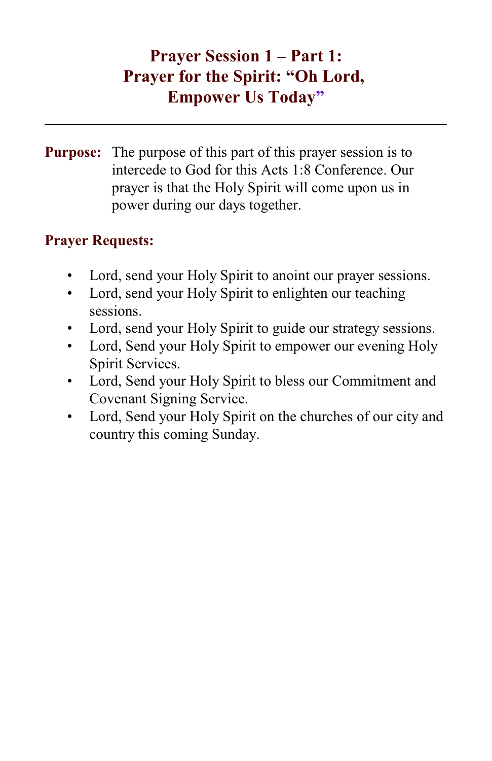# Prayer Session 1 – Part 1: Prayer for the Spirit: "Oh Lord, Empower Us Today"

---

**Purpose:** The purpose of this part of this prayer session is to intercede to God for this Acts 1:8 Conference. Our prayer is that the Holy Spirit will come upon us in power during our days together.

**Prayer Requests:**

- Lord, send your Holy Spirit to anoint our prayer sessions.
- Lord, send your Holy Spirit to enlighten our teaching sessions.
- Lord, send your Holy Spirit to guide our strategy sessions.
- Lord, Send your Holy Spirit to empower our evening Holy Spirit Services.
- Lord, Send your Holy Spirit to bless our Commitment and Covenant Signing Service.
- Lord, Send your Holy Spirit on the churches of our city and country this coming Sunday.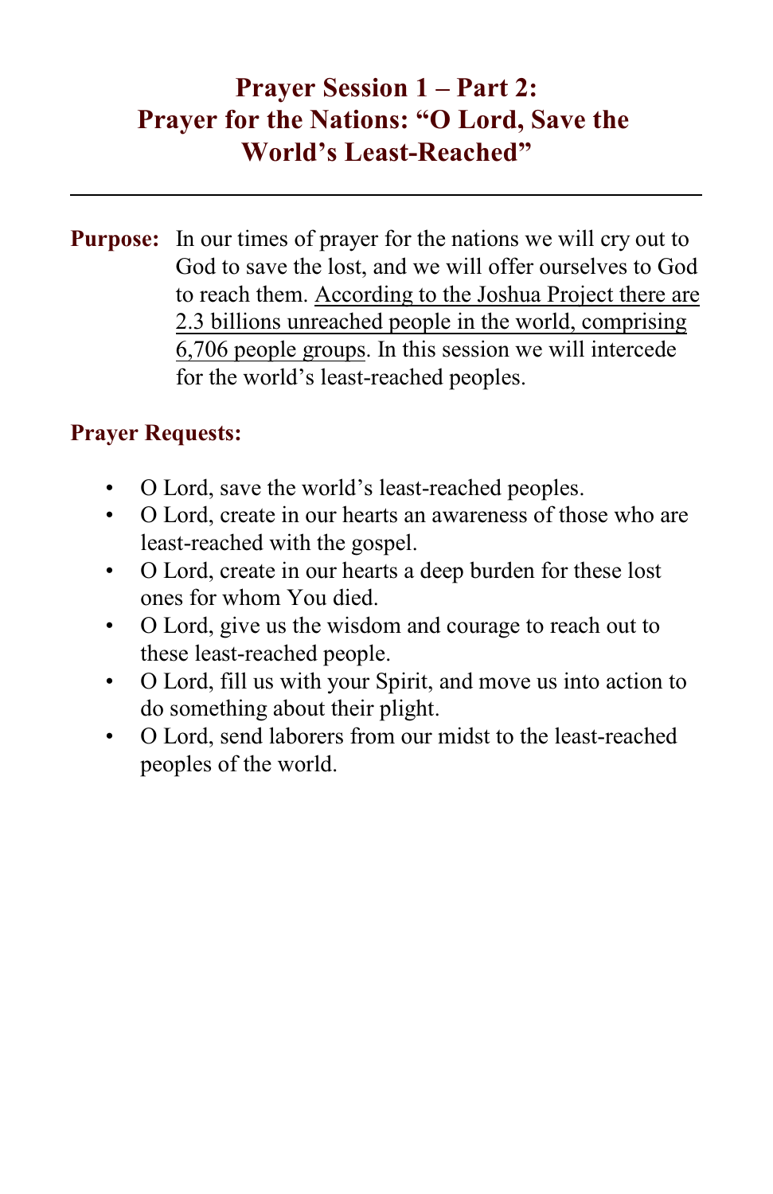# Prayer Session 1 – Part 2: Prayer for the Nations: "O Lord, Save the World's Least-Reached"

---

**Purpose:** In our times of prayer for the nations we will cry out to God to save the lost, and we will offer ourselves to God to reach them. <u>According to the Joshua Project there are 2.3 billions unreached people in the world, comprising 6,706 people groups</u>. In this session we will intercede for the world's least-reached peoples.

**Prayer Requests:**

- O Lord, save the world's least-reached peoples.
- O Lord, create in our hearts an awareness of those who are least-reached with the gospel.
- O Lord, create in our hearts a deep burden for these lost ones for whom You died.
- O Lord, give us the wisdom and courage to reach out to these least-reached people.
- O Lord, fill us with your Spirit, and move us into action to do something about their plight.
- O Lord, send laborers from our midst to the least-reached peoples of the world.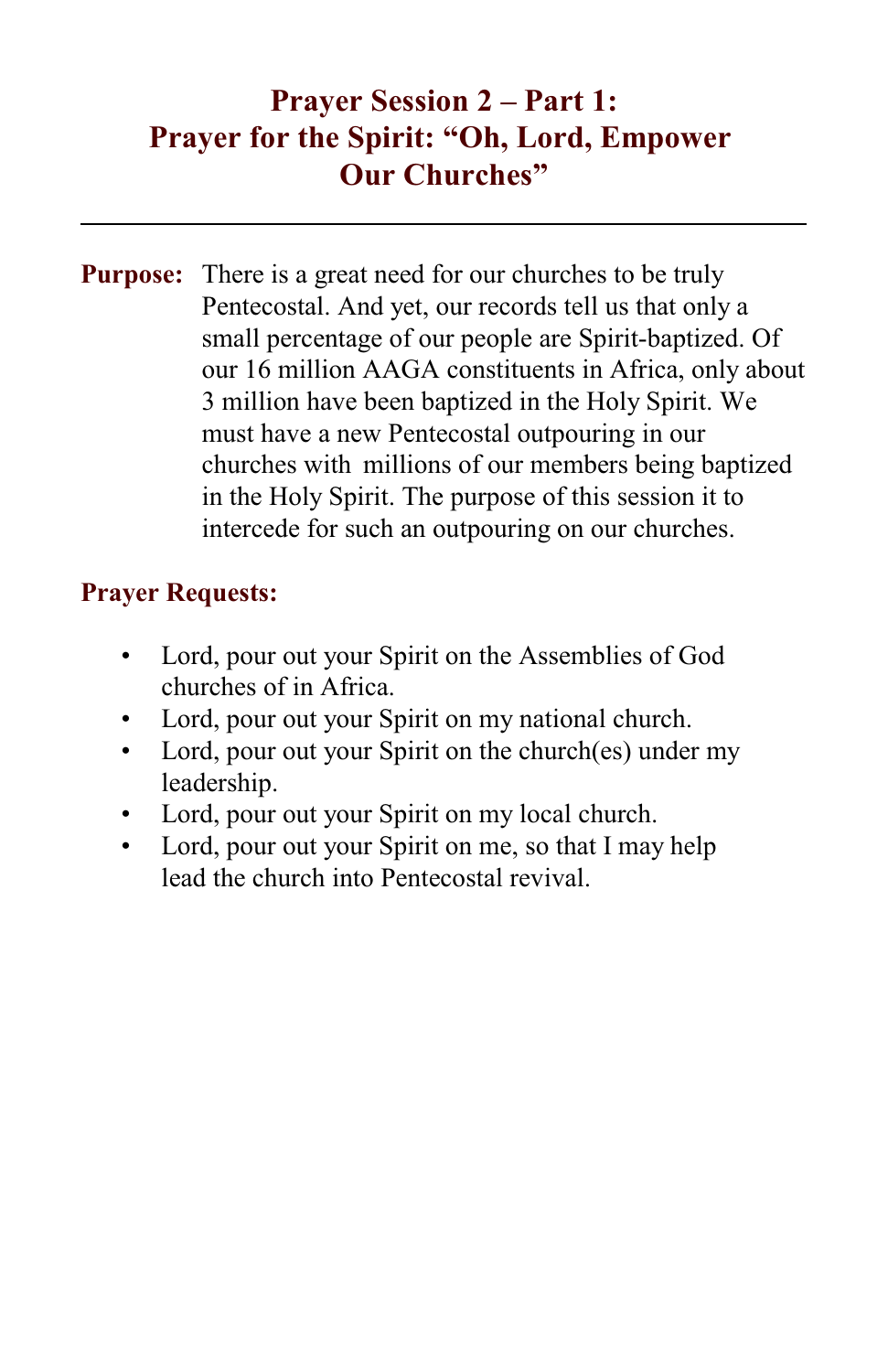# Prayer Session 2 – Part 1: Prayer for the Spirit: "Oh, Lord, Empower Our Churches"

---

**Purpose:** There is a great need for our churches to be truly Pentecostal. And yet, our records tell us that only a small percentage of our people are Spirit-baptized. Of our 16 million AAGA constituents in Africa, only about 3 million have been baptized in the Holy Spirit. We must have a new Pentecostal outpouring in our churches with millions of our members being baptized in the Holy Spirit. The purpose of this session it to intercede for such an outpouring on our churches.

**Prayer Requests:**

- Lord, pour out your Spirit on the Assemblies of God churches of in Africa.
- Lord, pour out your Spirit on my national church.
- Lord, pour out your Spirit on the church(es) under my leadership.
- Lord, pour out your Spirit on my local church.
- Lord, pour out your Spirit on me, so that I may help lead the church into Pentecostal revival.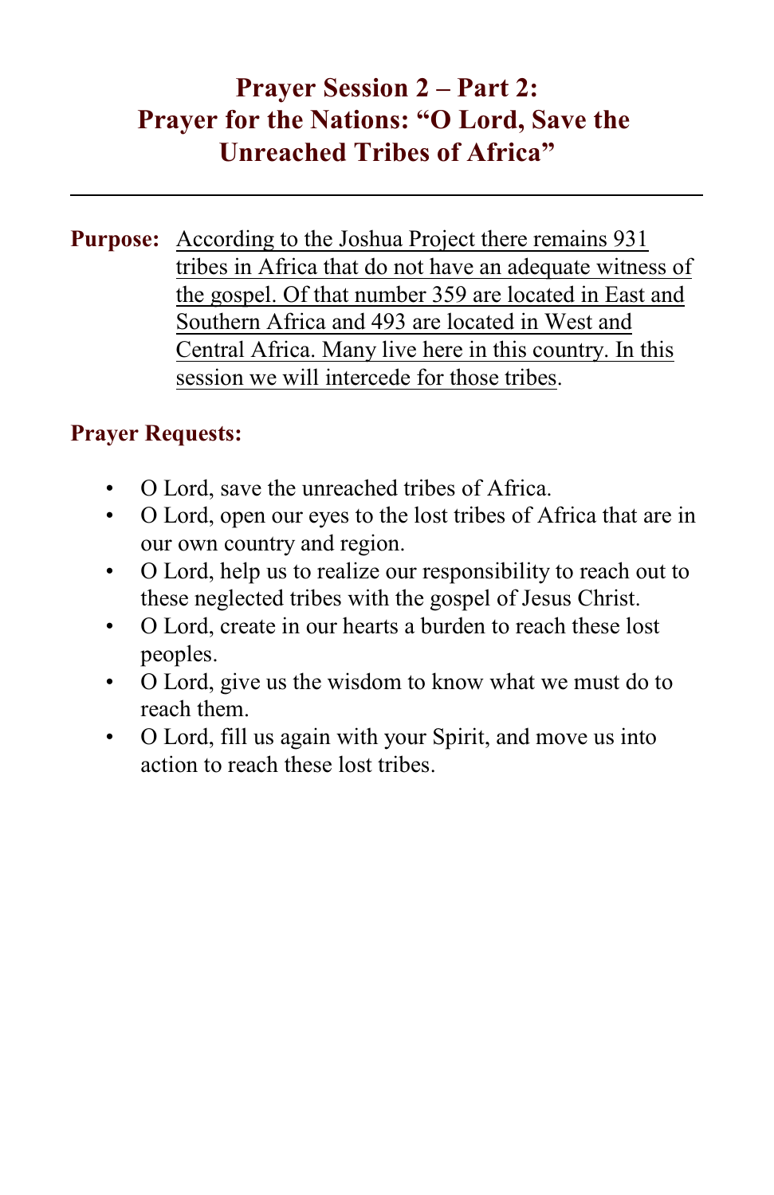# Prayer Session 2 – Part 2: Prayer for the Nations: "O Lord, Save the Unreached Tribes of Africa"

---

**Purpose:** According to the Joshua Project there remains 931 tribes in Africa that do not have an adequate witness of the gospel. Of that number 359 are located in East and Southern Africa and 493 are located in West and Central Africa. Many live here in this country. In this session we will intercede for those tribes.

**Prayer Requests:**

- O Lord, save the unreached tribes of Africa.
- O Lord, open our eyes to the lost tribes of Africa that are in our own country and region.
- O Lord, help us to realize our responsibility to reach out to these neglected tribes with the gospel of Jesus Christ.
- O Lord, create in our hearts a burden to reach these lost peoples.
- O Lord, give us the wisdom to know what we must do to reach them.
- O Lord, fill us again with your Spirit, and move us into action to reach these lost tribes.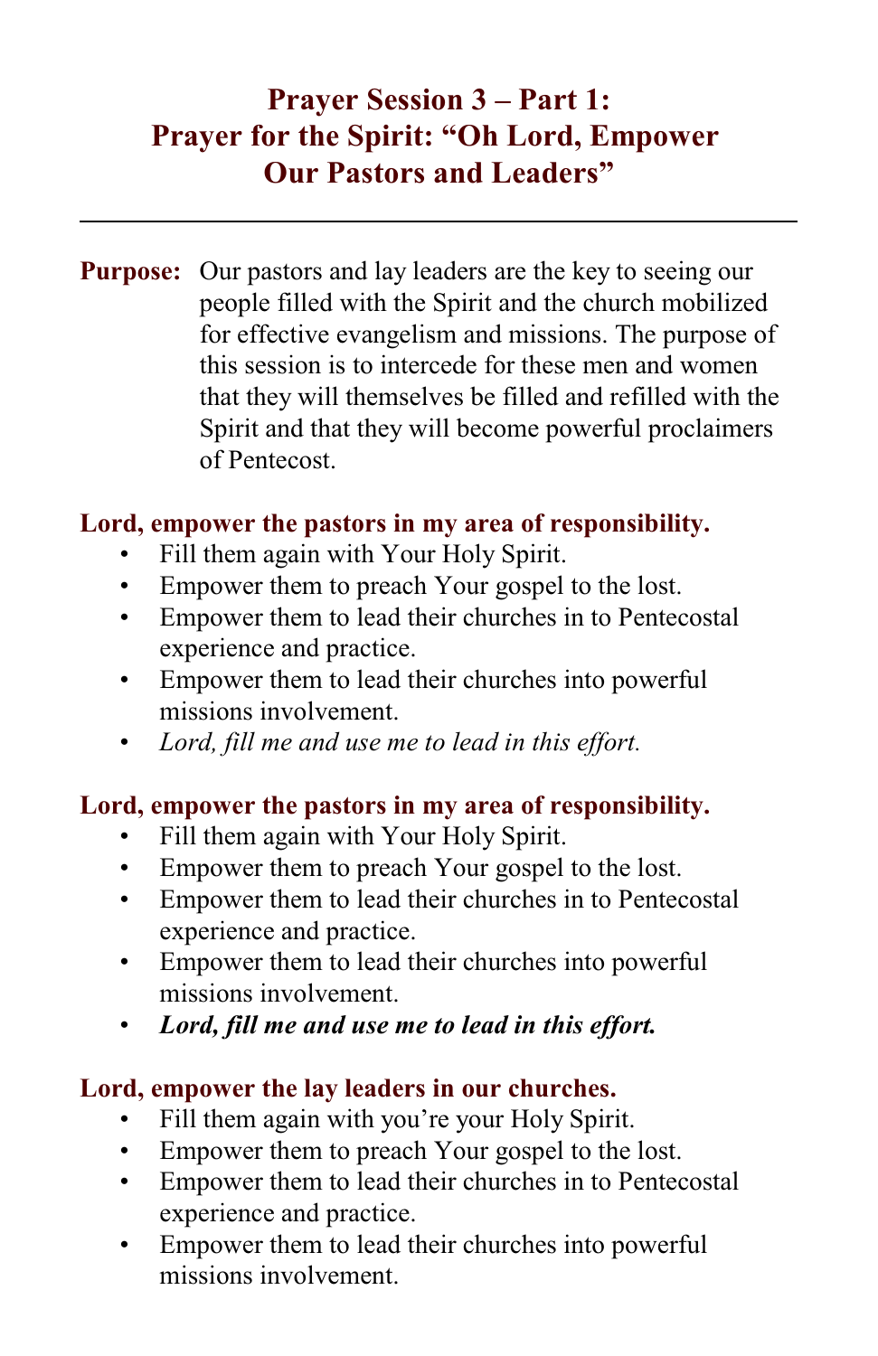## Prayer Session 3 – Part 1: Prayer for the Spirit: "Oh Lord, Empower Our Pastors and Leaders"

---

**Purpose:** Our pastors and lay leaders are the key to seeing our people filled with the Spirit and the church mobilized for effective evangelism and missions. The purpose of this session is to intercede for these men and women that they will themselves be filled and refilled with the Spirit and that they will become powerful proclaimers of Pentecost.

**Lord, empower the pastors in my area of responsibility.**

- Fill them again with Your Holy Spirit.
- Empower them to preach Your gospel to the lost.
- Empower them to lead their churches in to Pentecostal experience and practice.
- Empower them to lead their churches into powerful missions involvement.
- *Lord, fill me and use me to lead in this effort.*

**Lord, empower the pastors in my area of responsibility.**

- Fill them again with Your Holy Spirit.
- Empower them to preach Your gospel to the lost.
- Empower them to lead their churches in to Pentecostal experience and practice.
- Empower them to lead their churches into powerful missions involvement.
- ***Lord, fill me and use me to lead in this effort.***

**Lord, empower the lay leaders in our churches.**

- Fill them again with you're your Holy Spirit.
- Empower them to preach Your gospel to the lost.
- Empower them to lead their churches in to Pentecostal experience and practice.
- Empower them to lead their churches into powerful missions involvement.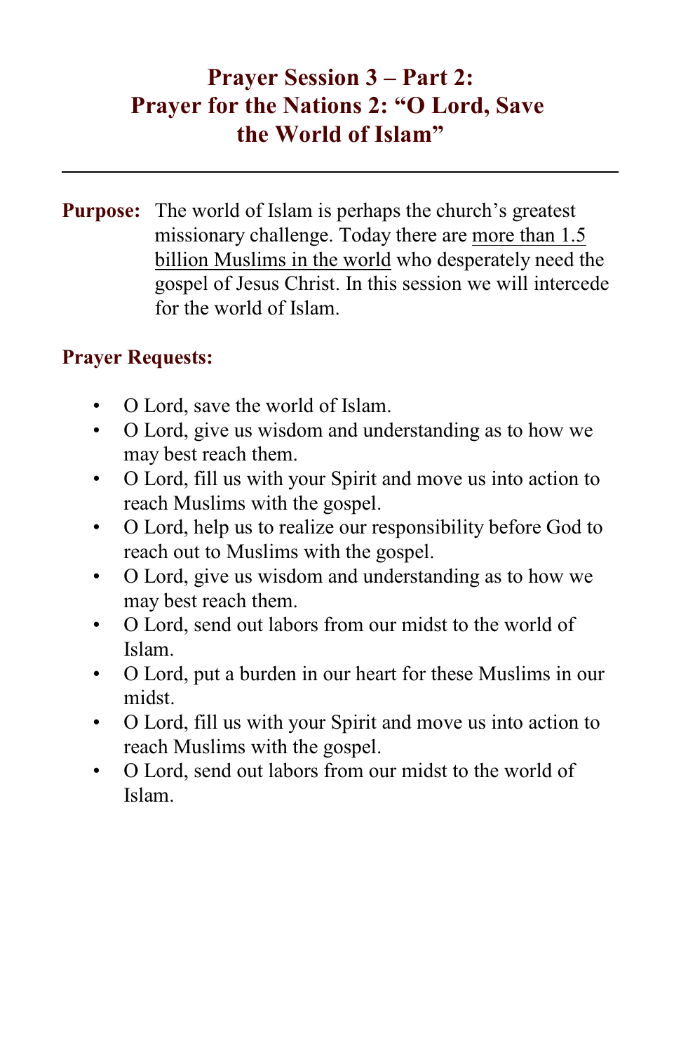# Prayer Session 3 – Part 2: Prayer for the Nations 2: "O Lord, Save the World of Islam"

---

**Purpose:** The world of Islam is perhaps the church's greatest missionary challenge. Today there are more than 1.5 billion Muslims in the world who desperately need the gospel of Jesus Christ. In this session we will intercede for the world of Islam.

**Prayer Requests:**

- O Lord, save the world of Islam.
- O Lord, give us wisdom and understanding as to how we may best reach them.
- O Lord, fill us with your Spirit and move us into action to reach Muslims with the gospel.
- O Lord, help us to realize our responsibility before God to reach out to Muslims with the gospel.
- O Lord, give us wisdom and understanding as to how we may best reach them.
- O Lord, send out labors from our midst to the world of Islam.
- O Lord, put a burden in our heart for these Muslims in our midst.
- O Lord, fill us with your Spirit and move us into action to reach Muslims with the gospel.
- O Lord, send out labors from our midst to the world of Islam.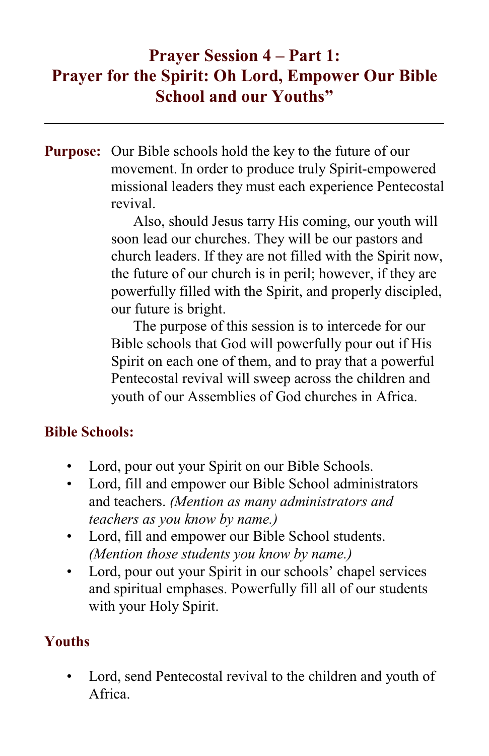# Prayer Session 4 – Part 1: Prayer for the Spirit: Oh Lord, Empower Our Bible School and our Youths"

---

**Purpose:** Our Bible schools hold the key to the future of our movement. In order to produce truly Spirit-empowered missional leaders they must each experience Pentecostal revival.

Also, should Jesus tarry His coming, our youth will soon lead our churches. They will be our pastors and church leaders. If they are not filled with the Spirit now, the future of our church is in peril; however, if they are powerfully filled with the Spirit, and properly discipled, our future is bright.

The purpose of this session is to intercede for our Bible schools that God will powerfully pour out if His Spirit on each one of them, and to pray that a powerful Pentecostal revival will sweep across the children and youth of our Assemblies of God churches in Africa.

## Bible Schools:

- Lord, pour out your Spirit on our Bible Schools.
- Lord, fill and empower our Bible School administrators and teachers. *(Mention as many administrators and teachers as you know by name.)*
- Lord, fill and empower our Bible School students. *(Mention those students you know by name.)*
- Lord, pour out your Spirit in our schools' chapel services and spiritual emphases. Powerfully fill all of our students with your Holy Spirit.

## Youths

- Lord, send Pentecostal revival to the children and youth of Africa.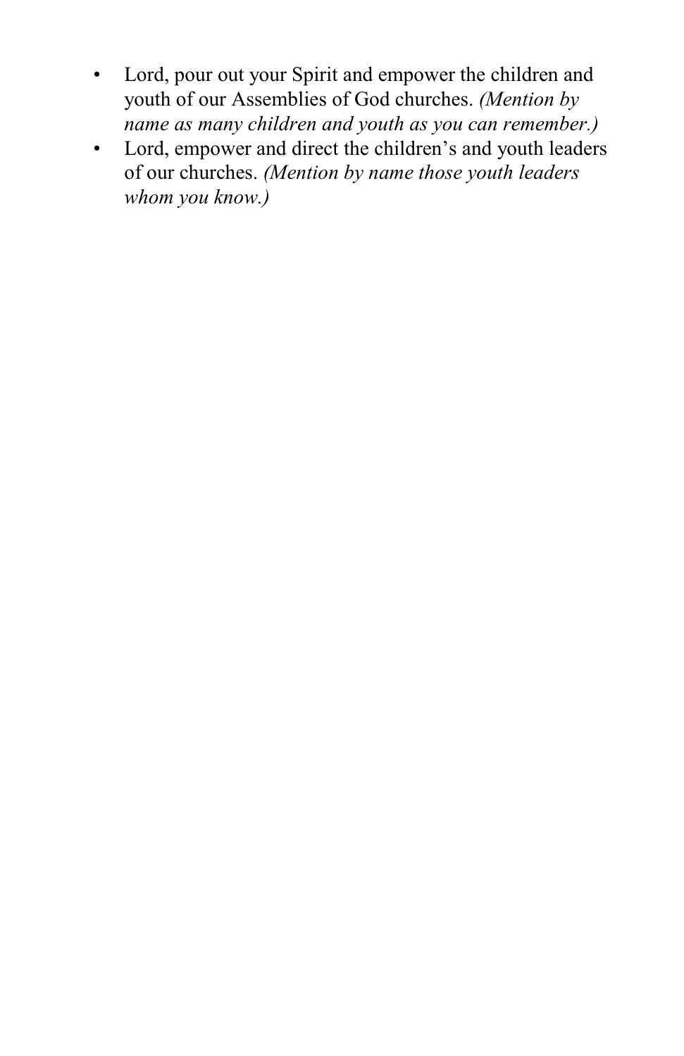- Lord, pour out your Spirit and empower the children and youth of our Assemblies of God churches. *(Mention by name as many children and youth as you can remember.)*
- Lord, empower and direct the children's and youth leaders of our churches. *(Mention by name those youth leaders whom you know.)*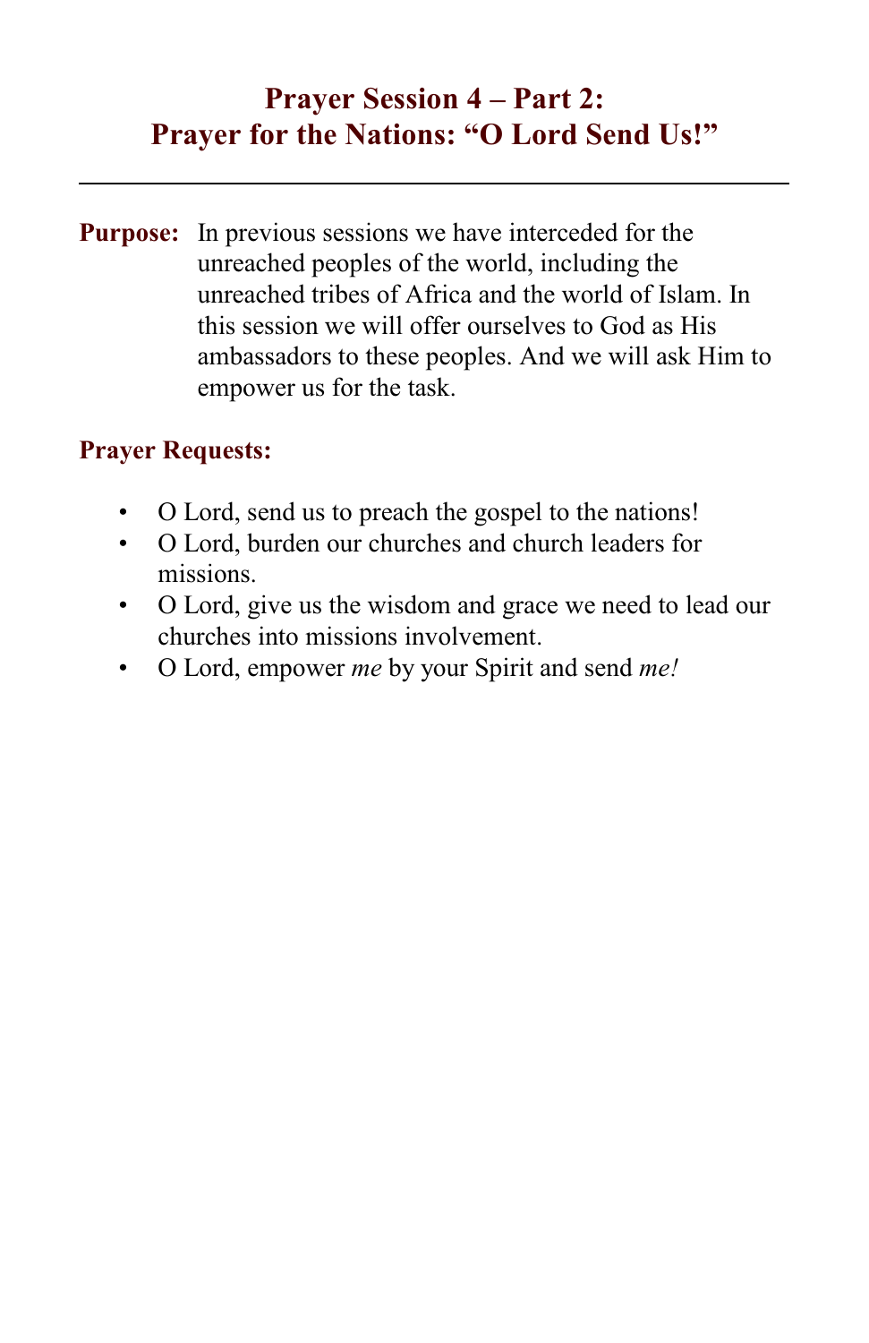## Prayer Session 4 – Part 2:
## Prayer for the Nations: "O Lord Send Us!"

---

**Purpose:** In previous sessions we have interceded for the unreached peoples of the world, including the unreached tribes of Africa and the world of Islam. In this session we will offer ourselves to God as His ambassadors to these peoples. And we will ask Him to empower us for the task.

**Prayer Requests:**

- O Lord, send us to preach the gospel to the nations!
- O Lord, burden our churches and church leaders for missions.
- O Lord, give us the wisdom and grace we need to lead our churches into missions involvement.
- O Lord, empower *me* by your Spirit and send *me!*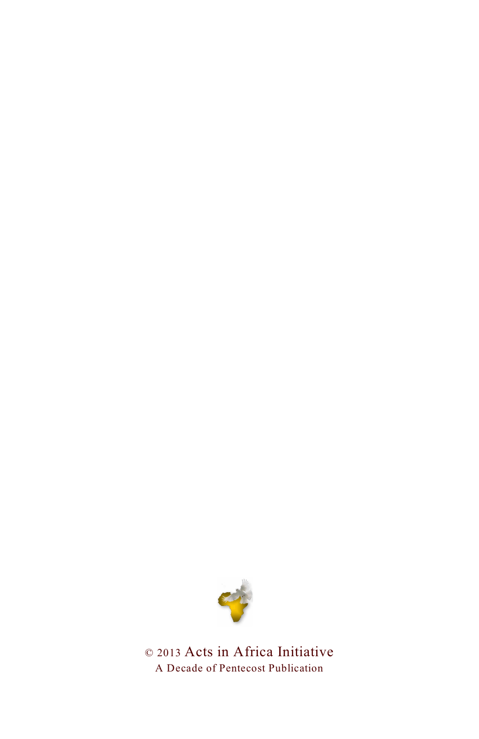© 2013 Acts in Africa Initiative

A Decade of Pentecost Publication